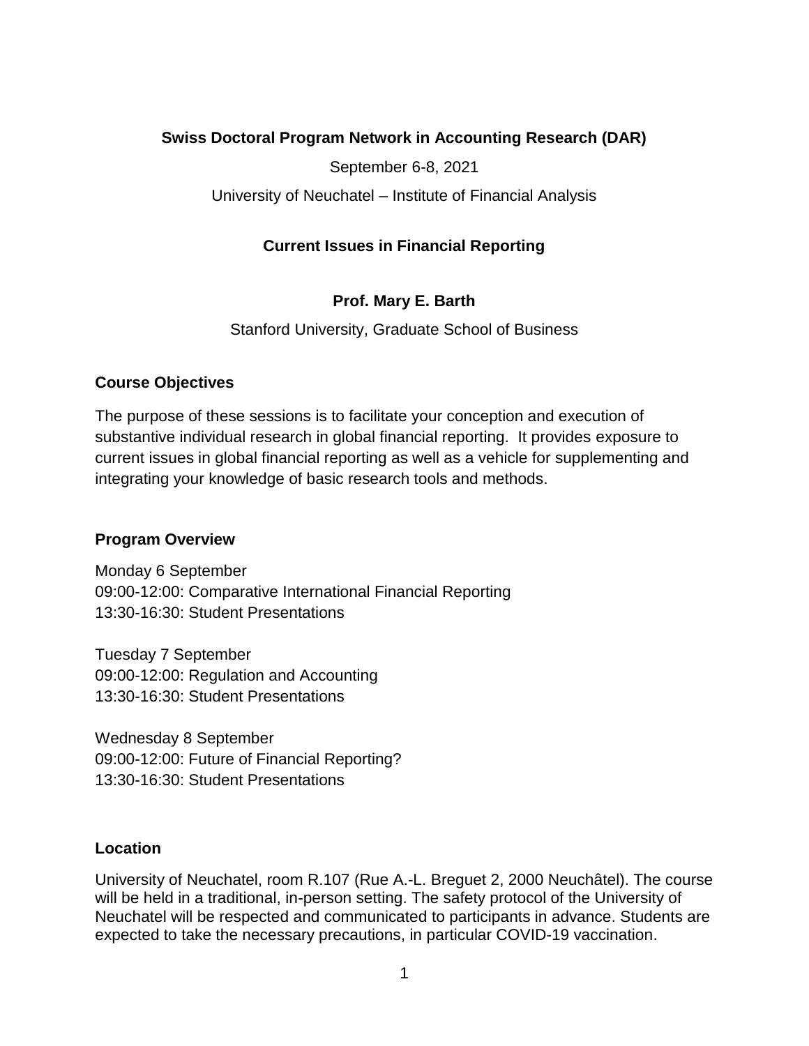**Swiss Doctoral Program Network in Accounting Research (DAR)**

September 6-8, 2021

University of Neuchatel – Institute of Financial Analysis

# Current Issues in Financial Reporting

**Prof. Mary E. Barth**

Stanford University, Graduate School of Business

## Course Objectives

The purpose of these sessions is to facilitate your conception and execution of substantive individual research in global financial reporting. It provides exposure to current issues in global financial reporting as well as a vehicle for supplementing and integrating your knowledge of basic research tools and methods.

## Program Overview

Monday 6 September
09:00-12:00: Comparative International Financial Reporting
13:30-16:30: Student Presentations

Tuesday 7 September
09:00-12:00: Regulation and Accounting
13:30-16:30: Student Presentations

Wednesday 8 September
09:00-12:00: Future of Financial Reporting?
13:30-16:30: Student Presentations

## Location

University of Neuchatel, room R.107 (Rue A.-L. Breguet 2, 2000 Neuchâtel). The course will be held in a traditional, in-person setting. The safety protocol of the University of Neuchatel will be respected and communicated to participants in advance. Students are expected to take the necessary precautions, in particular COVID-19 vaccination.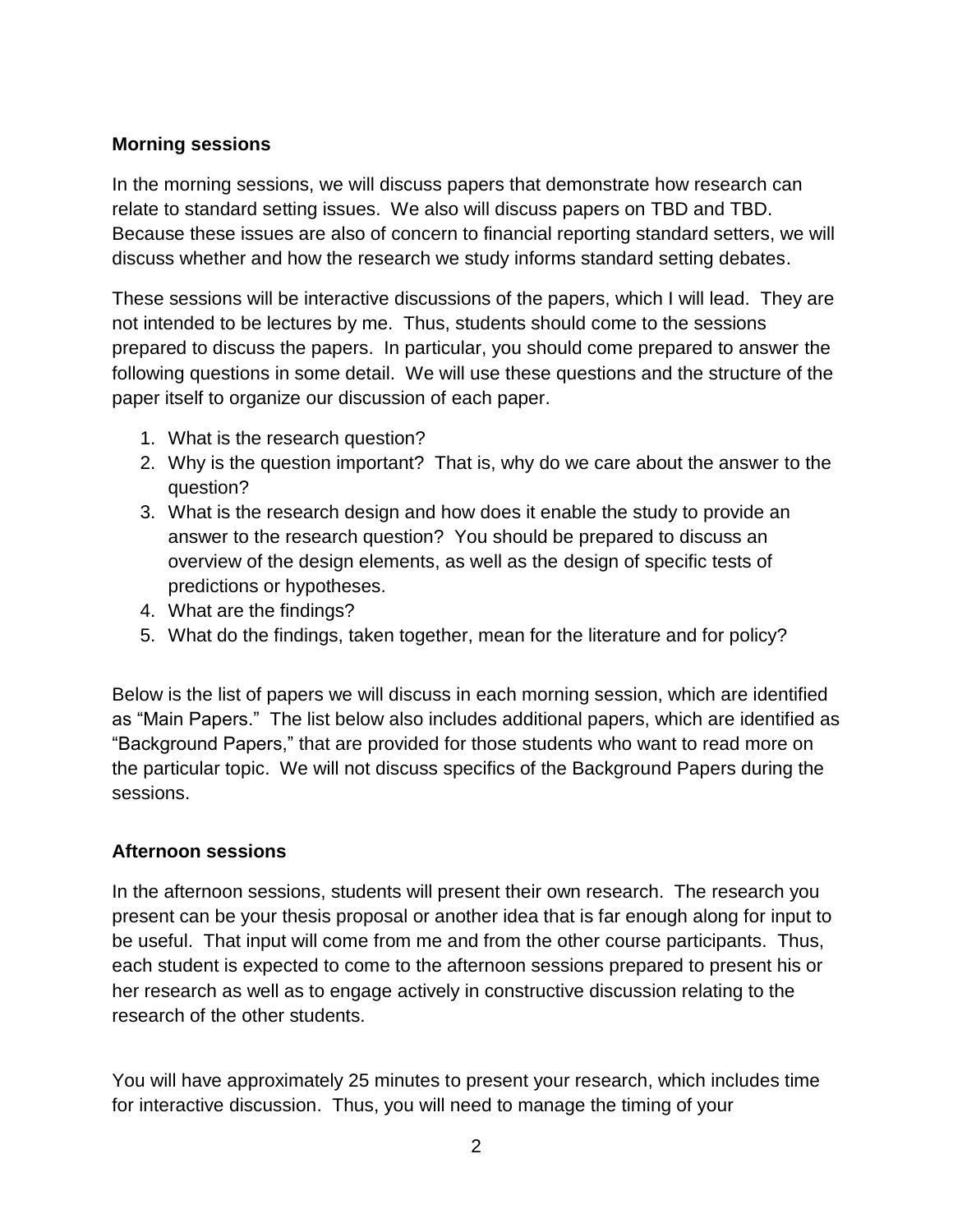**Morning sessions**

In the morning sessions, we will discuss papers that demonstrate how research can relate to standard setting issues. We also will discuss papers on TBD and TBD. Because these issues are also of concern to financial reporting standard setters, we will discuss whether and how the research we study informs standard setting debates.

These sessions will be interactive discussions of the papers, which I will lead. They are not intended to be lectures by me. Thus, students should come to the sessions prepared to discuss the papers. In particular, you should come prepared to answer the following questions in some detail. We will use these questions and the structure of the paper itself to organize our discussion of each paper.

1. What is the research question?
2. Why is the question important? That is, why do we care about the answer to the question?
3. What is the research design and how does it enable the study to provide an answer to the research question? You should be prepared to discuss an overview of the design elements, as well as the design of specific tests of predictions or hypotheses.
4. What are the findings?
5. What do the findings, taken together, mean for the literature and for policy?

Below is the list of papers we will discuss in each morning session, which are identified as "Main Papers." The list below also includes additional papers, which are identified as "Background Papers," that are provided for those students who want to read more on the particular topic. We will not discuss specifics of the Background Papers during the sessions.

**Afternoon sessions**

In the afternoon sessions, students will present their own research. The research you present can be your thesis proposal or another idea that is far enough along for input to be useful. That input will come from me and from the other course participants. Thus, each student is expected to come to the afternoon sessions prepared to present his or her research as well as to engage actively in constructive discussion relating to the research of the other students.

You will have approximately 25 minutes to present your research, which includes time for interactive discussion. Thus, you will need to manage the timing of your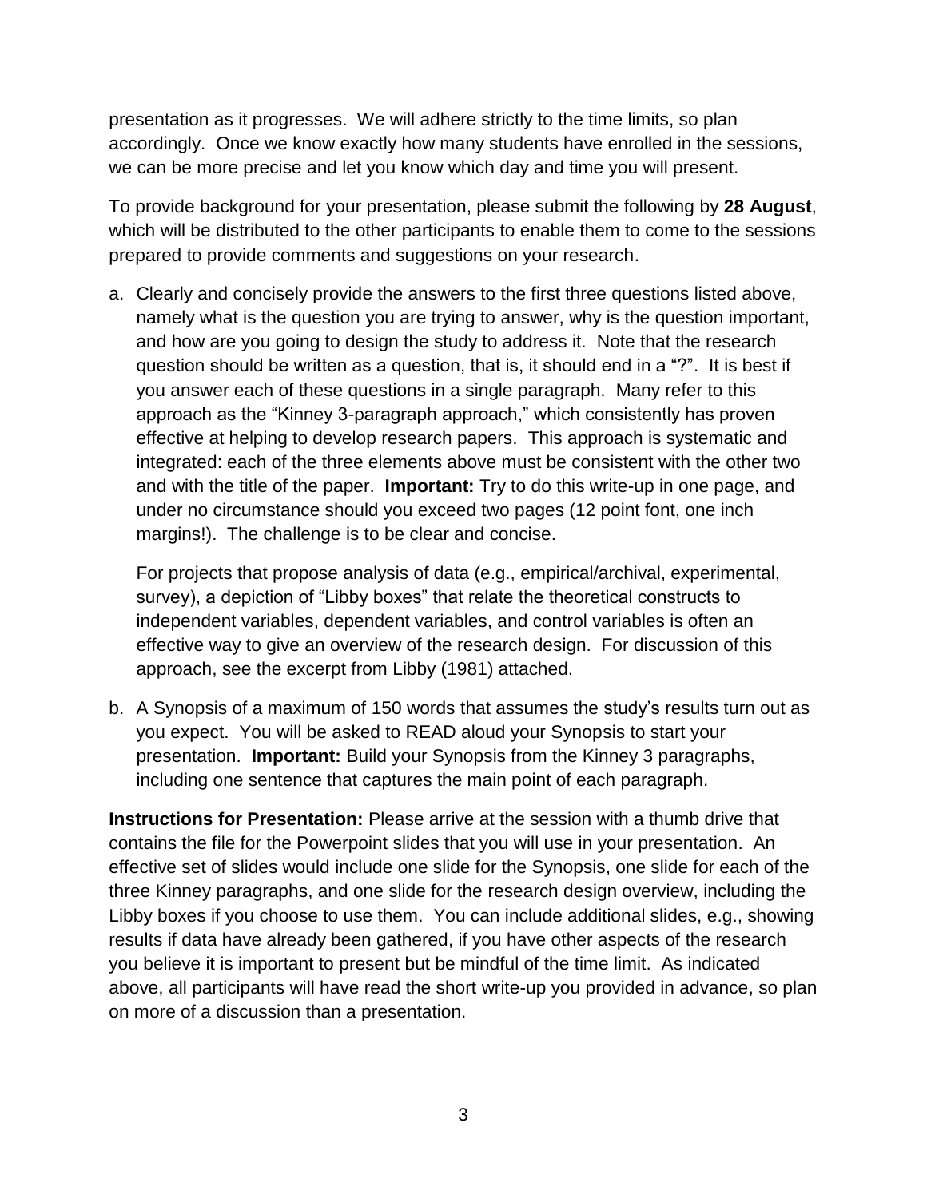presentation as it progresses. We will adhere strictly to the time limits, so plan accordingly. Once we know exactly how many students have enrolled in the sessions, we can be more precise and let you know which day and time you will present.

To provide background for your presentation, please submit the following by **28 August**, which will be distributed to the other participants to enable them to come to the sessions prepared to provide comments and suggestions on your research.

a. Clearly and concisely provide the answers to the first three questions listed above, namely what is the question you are trying to answer, why is the question important, and how are you going to design the study to address it. Note that the research question should be written as a question, that is, it should end in a "?". It is best if you answer each of these questions in a single paragraph. Many refer to this approach as the "Kinney 3-paragraph approach," which consistently has proven effective at helping to develop research papers. This approach is systematic and integrated: each of the three elements above must be consistent with the other two and with the title of the paper. **Important:** Try to do this write-up in one page, and under no circumstance should you exceed two pages (12 point font, one inch margins!). The challenge is to be clear and concise.

   For projects that propose analysis of data (e.g., empirical/archival, experimental, survey), a depiction of "Libby boxes" that relate the theoretical constructs to independent variables, dependent variables, and control variables is often an effective way to give an overview of the research design. For discussion of this approach, see the excerpt from Libby (1981) attached.

b. A Synopsis of a maximum of 150 words that assumes the study's results turn out as you expect. You will be asked to READ aloud your Synopsis to start your presentation. **Important:** Build your Synopsis from the Kinney 3 paragraphs, including one sentence that captures the main point of each paragraph.

**Instructions for Presentation:** Please arrive at the session with a thumb drive that contains the file for the Powerpoint slides that you will use in your presentation. An effective set of slides would include one slide for the Synopsis, one slide for each of the three Kinney paragraphs, and one slide for the research design overview, including the Libby boxes if you choose to use them. You can include additional slides, e.g., showing results if data have already been gathered, if you have other aspects of the research you believe it is important to present but be mindful of the time limit. As indicated above, all participants will have read the short write-up you provided in advance, so plan on more of a discussion than a presentation.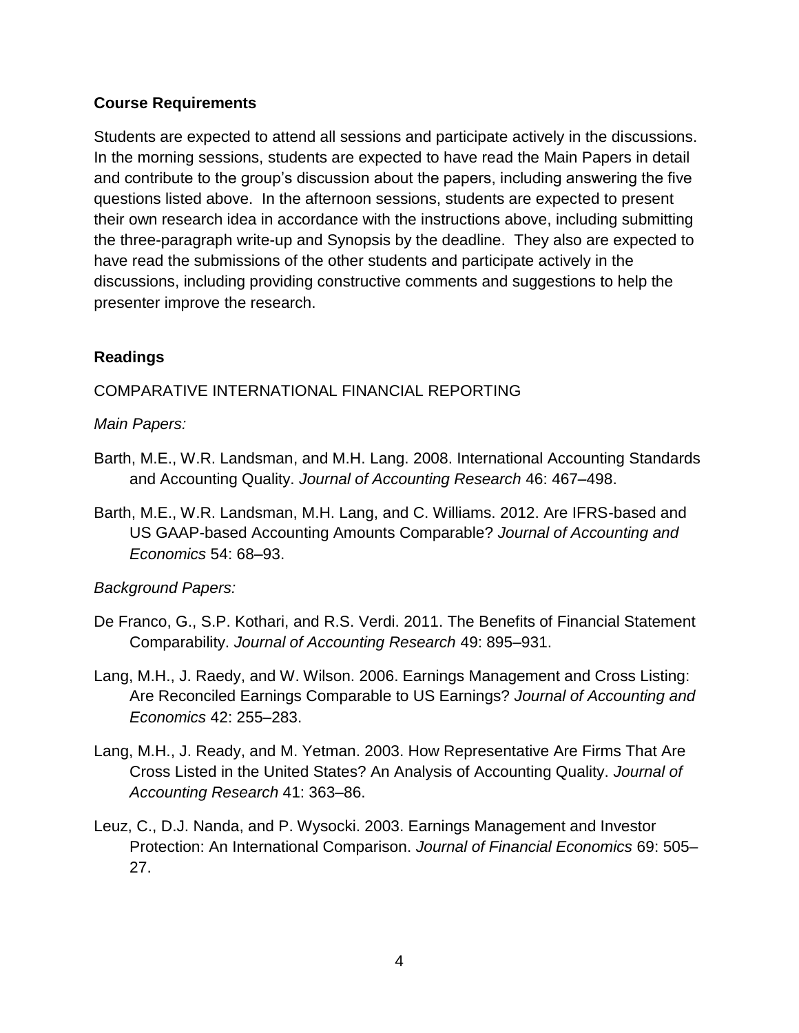**Course Requirements**

Students are expected to attend all sessions and participate actively in the discussions. In the morning sessions, students are expected to have read the Main Papers in detail and contribute to the group's discussion about the papers, including answering the five questions listed above. In the afternoon sessions, students are expected to present their own research idea in accordance with the instructions above, including submitting the three-paragraph write-up and Synopsis by the deadline. They also are expected to have read the submissions of the other students and participate actively in the discussions, including providing constructive comments and suggestions to help the presenter improve the research.

**Readings**

COMPARATIVE INTERNATIONAL FINANCIAL REPORTING

*Main Papers:*

Barth, M.E., W.R. Landsman, and M.H. Lang. 2008. International Accounting Standards and Accounting Quality. *Journal of Accounting Research* 46: 467–498.

Barth, M.E., W.R. Landsman, M.H. Lang, and C. Williams. 2012. Are IFRS-based and US GAAP-based Accounting Amounts Comparable? *Journal of Accounting and Economics* 54: 68–93.

*Background Papers:*

De Franco, G., S.P. Kothari, and R.S. Verdi. 2011. The Benefits of Financial Statement Comparability. *Journal of Accounting Research* 49: 895–931.

Lang, M.H., J. Raedy, and W. Wilson. 2006. Earnings Management and Cross Listing: Are Reconciled Earnings Comparable to US Earnings? *Journal of Accounting and Economics* 42: 255–283.

Lang, M.H., J. Ready, and M. Yetman. 2003. How Representative Are Firms That Are Cross Listed in the United States? An Analysis of Accounting Quality. *Journal of Accounting Research* 41: 363–86.

Leuz, C., D.J. Nanda, and P. Wysocki. 2003. Earnings Management and Investor Protection: An International Comparison. *Journal of Financial Economics* 69: 505–27.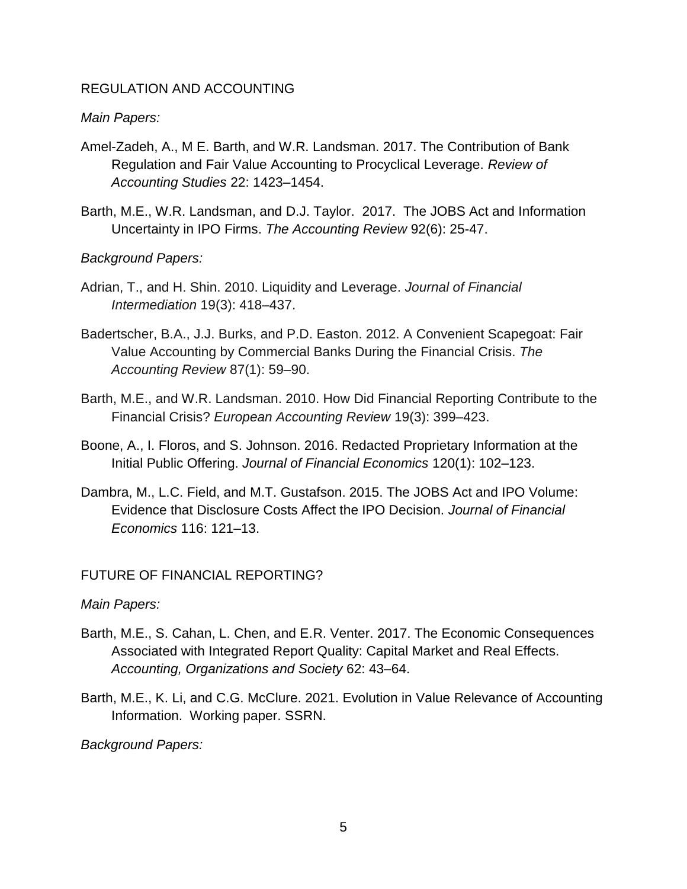## REGULATION AND ACCOUNTING

*Main Papers:*

Amel-Zadeh, A., M E. Barth, and W.R. Landsman. 2017. The Contribution of Bank Regulation and Fair Value Accounting to Procyclical Leverage. *Review of Accounting Studies* 22: 1423–1454.

Barth, M.E., W.R. Landsman, and D.J. Taylor. 2017. The JOBS Act and Information Uncertainty in IPO Firms. *The Accounting Review* 92(6): 25-47.

*Background Papers:*

Adrian, T., and H. Shin. 2010. Liquidity and Leverage. *Journal of Financial Intermediation* 19(3): 418–437.

Badertscher, B.A., J.J. Burks, and P.D. Easton. 2012. A Convenient Scapegoat: Fair Value Accounting by Commercial Banks During the Financial Crisis. *The Accounting Review* 87(1): 59–90.

Barth, M.E., and W.R. Landsman. 2010. How Did Financial Reporting Contribute to the Financial Crisis? *European Accounting Review* 19(3): 399–423.

Boone, A., I. Floros, and S. Johnson. 2016. Redacted Proprietary Information at the Initial Public Offering. *Journal of Financial Economics* 120(1): 102–123.

Dambra, M., L.C. Field, and M.T. Gustafson. 2015. The JOBS Act and IPO Volume: Evidence that Disclosure Costs Affect the IPO Decision. *Journal of Financial Economics* 116: 121–13.

## FUTURE OF FINANCIAL REPORTING?

*Main Papers:*

Barth, M.E., S. Cahan, L. Chen, and E.R. Venter. 2017. The Economic Consequences Associated with Integrated Report Quality: Capital Market and Real Effects. *Accounting, Organizations and Society* 62: 43–64.

Barth, M.E., K. Li, and C.G. McClure. 2021. Evolution in Value Relevance of Accounting Information. Working paper. SSRN.

*Background Papers:*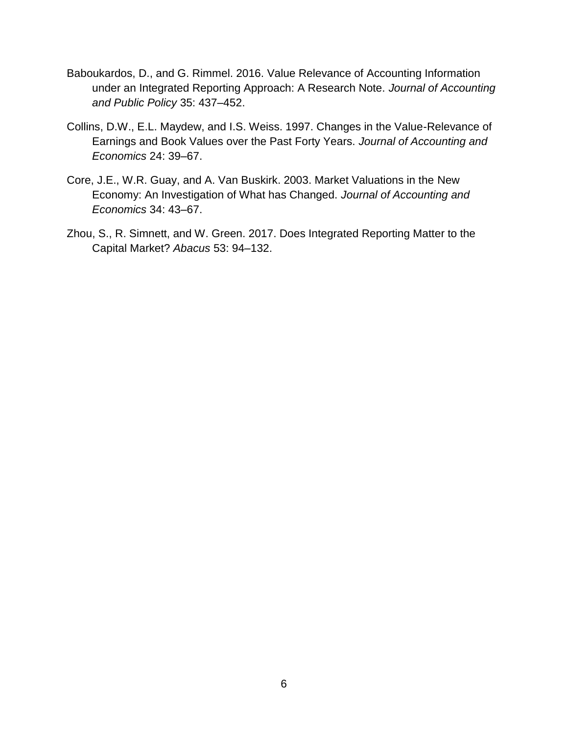Baboukardos, D., and G. Rimmel. 2016. Value Relevance of Accounting Information under an Integrated Reporting Approach: A Research Note. *Journal of Accounting and Public Policy* 35: 437–452.

Collins, D.W., E.L. Maydew, and I.S. Weiss. 1997. Changes in the Value-Relevance of Earnings and Book Values over the Past Forty Years. *Journal of Accounting and Economics* 24: 39–67.

Core, J.E., W.R. Guay, and A. Van Buskirk. 2003. Market Valuations in the New Economy: An Investigation of What has Changed. *Journal of Accounting and Economics* 34: 43–67.

Zhou, S., R. Simnett, and W. Green. 2017. Does Integrated Reporting Matter to the Capital Market? *Abacus* 53: 94–132.